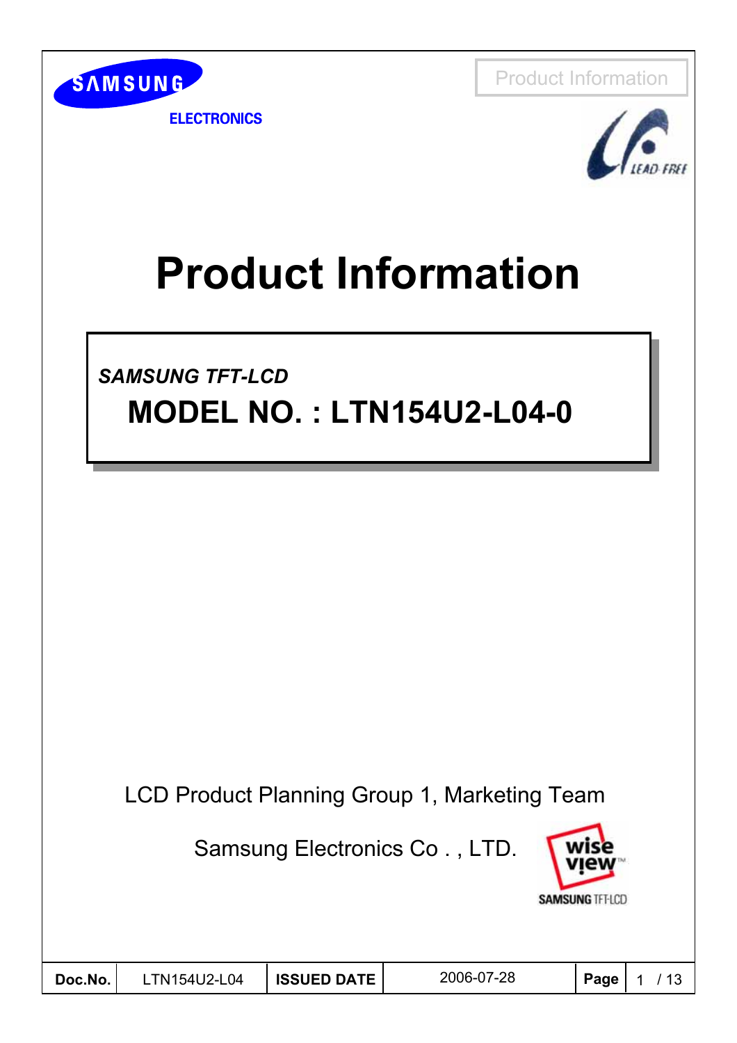SAMSUNG

ELECTRONICS

# Product Information

*SAMSUNG TFT-LCD*

## MODEL NO. : LTN154U2-L04-0

LCD Product Planning Group 1, Marketing Team

Samsung Electronics Co . , LTD.

| Doc.No. | LTN154U2-L04 | ISSUED DATE | 2006-07-28 | Page | 1 / 13 |
|---|---|---|---|---|---|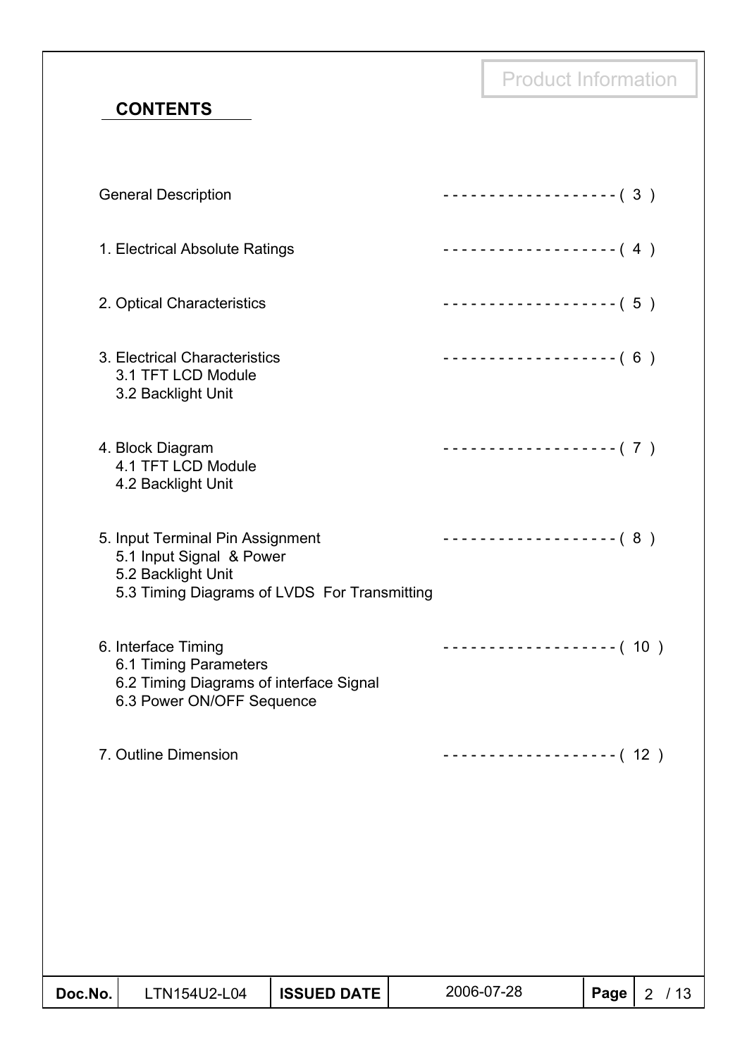## CONTENTS

General Description ------------------- ( 3 )

1. Electrical Absolute Ratings ------------------- ( 4 )

2. Optical Characteristics ------------------- ( 5 )

3. Electrical Characteristics ------------------- ( 6 )
   - 3.1 TFT LCD Module
   - 3.2 Backlight Unit

4. Block Diagram ------------------- ( 7 )
   - 4.1 TFT LCD Module
   - 4.2 Backlight Unit

5. Input Terminal Pin Assignment ------------------- ( 8 )
   - 5.1 Input Signal & Power
   - 5.2 Backlight Unit
   - 5.3 Timing Diagrams of LVDS For Transmitting

6. Interface Timing ------------------- ( 10 )
   - 6.1 Timing Parameters
   - 6.2 Timing Diagrams of interface Signal
   - 6.3 Power ON/OFF Sequence

7. Outline Dimension ------------------- ( 12 )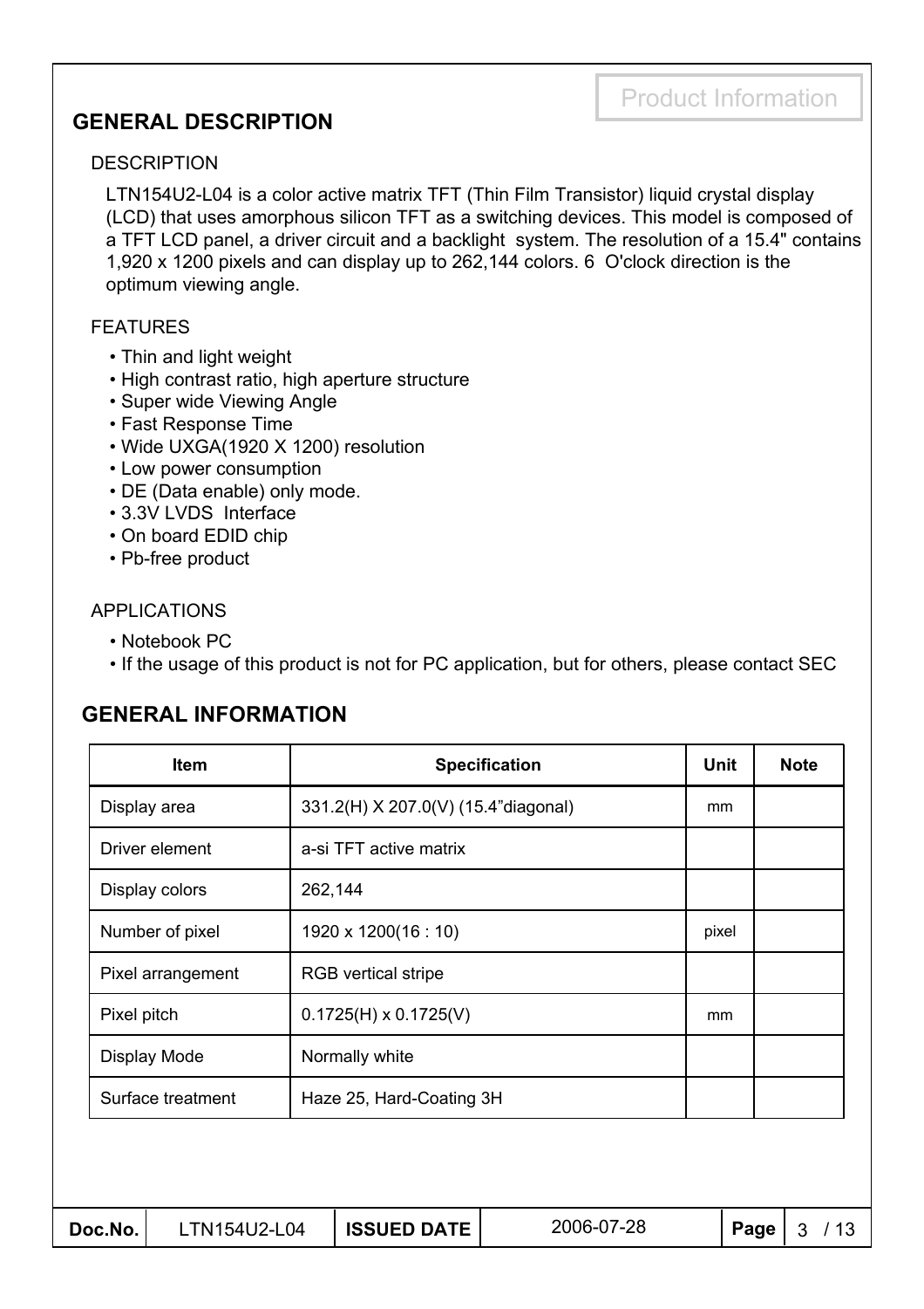## GENERAL DESCRIPTION

### DESCRIPTION

LTN154U2-L04 is a color active matrix TFT (Thin Film Transistor) liquid crystal display (LCD) that uses amorphous silicon TFT as a switching devices. This model is composed of a TFT LCD panel, a driver circuit and a backlight system. The resolution of a 15.4" contains 1,920 x 1200 pixels and can display up to 262,144 colors. 6 O'clock direction is the optimum viewing angle.

### FEATURES

- Thin and light weight
- High contrast ratio, high aperture structure
- Super wide Viewing Angle
- Fast Response Time
- Wide UXGA(1920 X 1200) resolution
- Low power consumption
- DE (Data enable) only mode.
- 3.3V LVDS Interface
- On board EDID chip
- Pb-free product

### APPLICATIONS

- Notebook PC
- If the usage of this product is not for PC application, but for others, please contact SEC

## GENERAL INFORMATION

| Item | Specification | Unit | Note |
|---|---|---|---|
| Display area | 331.2(H) X 207.0(V) (15.4"diagonal) | mm | |
| Driver element | a-si TFT active matrix | | |
| Display colors | 262,144 | | |
| Number of pixel | 1920 x 1200(16 : 10) | pixel | |
| Pixel arrangement | RGB vertical stripe | | |
| Pixel pitch | 0.1725(H) x 0.1725(V) | mm | |
| Display Mode | Normally white | | |
| Surface treatment | Haze 25, Hard-Coating 3H | | |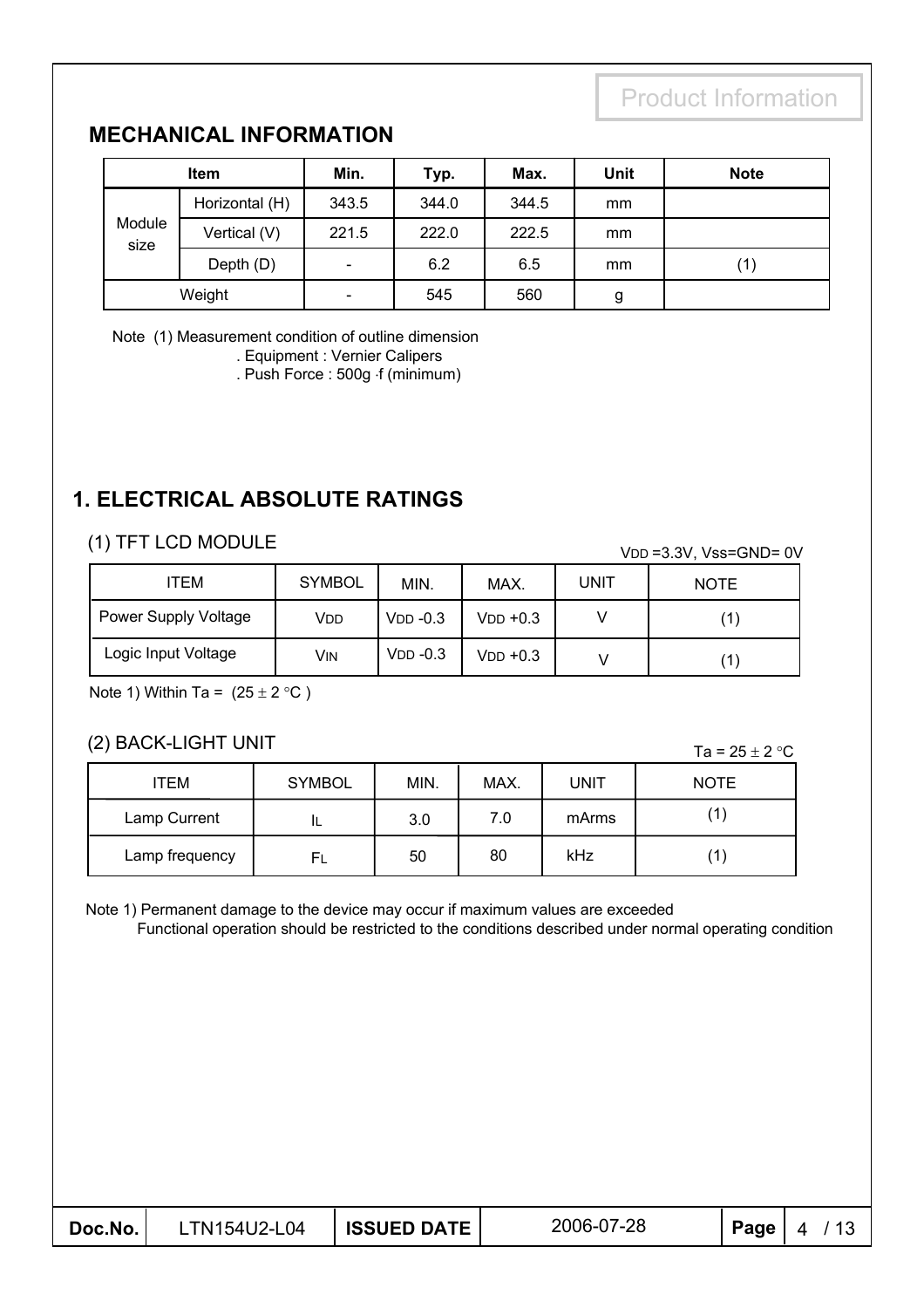Product Information

## MECHANICAL INFORMATION

| Item | | Min. | Typ. | Max. | Unit | Note |
|---|---|---|---|---|---|---|
| Module size | Horizontal (H) | 343.5 | 344.0 | 344.5 | mm | |
| | Vertical (V) | 221.5 | 222.0 | 222.5 | mm | |
| | Depth (D) | - | 6.2 | 6.5 | mm | (1) |
| Weight | | - | 545 | 560 | g | |

Note (1) Measurement condition of outline dimension
. Equipment : Vernier Calipers
. Push Force : 500g ·f (minimum)

# 1. ELECTRICAL ABSOLUTE RATINGS

### (1) TFT LCD MODULE

$V_{DD}$ =3.3V, Vss=GND= 0V

| ITEM | SYMBOL | MIN. | MAX. | UNIT | NOTE |
|---|---|---|---|---|---|
| Power Supply Voltage | $V_{DD}$ | $V_{DD}$ -0.3 | $V_{DD}$ +0.3 | V | (1) |
| Logic Input Voltage | $V_{IN}$ | $V_{DD}$ -0.3 | $V_{DD}$ +0.3 | V | (1) |

Note 1) Within Ta = (25 ± 2 °C )

### (2) BACK-LIGHT UNIT

Ta = 25 ± 2 °C

| ITEM | SYMBOL | MIN. | MAX. | UNIT | NOTE |
|---|---|---|---|---|---|
| Lamp Current | $I_L$ | 3.0 | 7.0 | mArms | (1) |
| Lamp frequency | $F_L$ | 50 | 80 | kHz | (1) |

Note 1) Permanent damage to the device may occur if maximum values are exceeded
Functional operation should be restricted to the conditions described under normal operating condition

| Doc.No. | LTN154U2-L04 | ISSUED DATE | 2006-07-28 |
|---|---|---|---|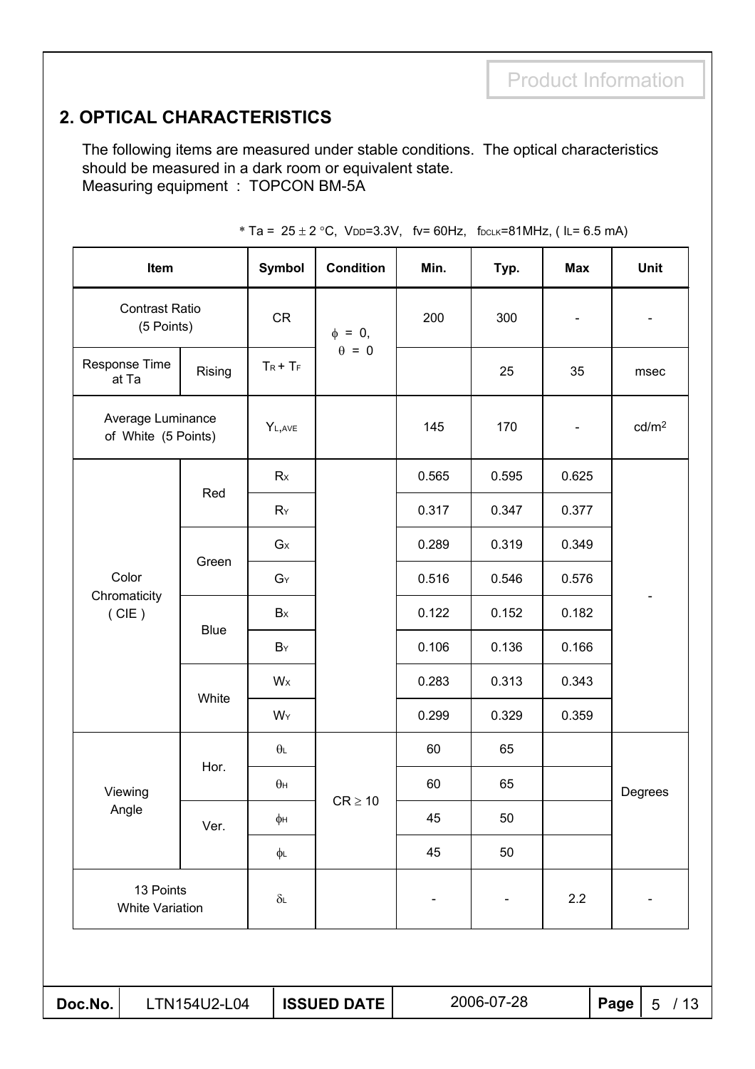## 2. OPTICAL CHARACTERISTICS

The following items are measured under stable conditions. The optical characteristics should be measured in a dark room or equivalent state.
Measuring equipment : TOPCON BM-5A

* $Ta = 25 \pm 2$ °C, $V_{DD}$=3.3V, fv= 60Hz, $f_{DCLK}$=81MHz, ( $I_L$= 6.5 mA)

| Item | | Symbol | Condition | Min. | Typ. | Max | Unit |
|---|---|---|---|---|---|---|---|
| Contrast Ratio (5 Points) | | CR | $\phi$ = 0, $\theta$ = 0 | 200 | 300 | - | - |
| Response Time at Ta | Rising | $T_R + T_F$ | | | 25 | 35 | msec |
| Average Luminance of White (5 Points) | | $Y_{L,AVE}$ | | 145 | 170 | - | cd/m$^2$ |
| Color Chromaticity ( CIE ) | Red | $R_X$ | | 0.565 | 0.595 | 0.625 | - |
| | | $R_Y$ | | 0.317 | 0.347 | 0.377 | |
| | Green | $G_X$ | | 0.289 | 0.319 | 0.349 | |
| | | $G_Y$ | | 0.516 | 0.546 | 0.576 | |
| | Blue | $B_X$ | | 0.122 | 0.152 | 0.182 | |
| | | $B_Y$ | | 0.106 | 0.136 | 0.166 | |
| | White | $W_X$ | | 0.283 | 0.313 | 0.343 | |
| | | $W_Y$ | | 0.299 | 0.329 | 0.359 | |
| Viewing Angle | Hor. | $\theta_L$ | $CR \geq 10$ | 60 | 65 | | Degrees |
| | | $\theta_H$ | | 60 | 65 | | |
| | Ver. | $\phi_H$ | | 45 | 50 | | |
| | | $\phi_L$ | | 45 | 50 | | |
| 13 Points White Variation | | $\delta_L$ | | - | - | 2.2 | - |

| Doc.No. | LTN154U2-L04 | ISSUED DATE | 2006-07-28 |
|---|---|---|---|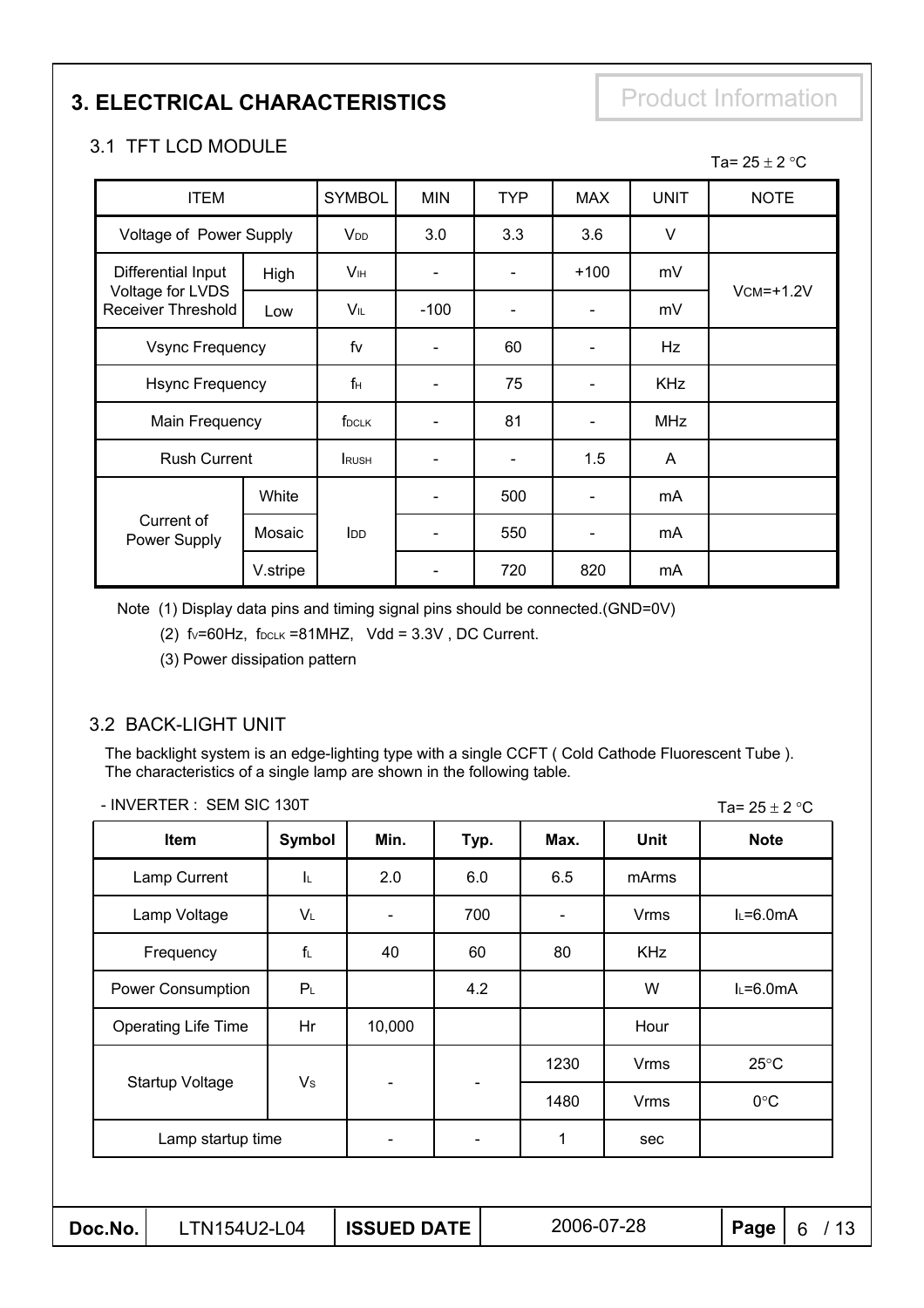# 3. ELECTRICAL CHARACTERISTICS

Product Information

## 3.1 TFT LCD MODULE

Ta= 25 ± 2 °C

| ITEM | | SYMBOL | MIN | TYP | MAX | UNIT | NOTE |
|---|---|---|---|---|---|---|---|
| Voltage of Power Supply | | $V_{DD}$ | 3.0 | 3.3 | 3.6 | V | |
| Differential Input Voltage for LVDS Receiver Threshold | High | $V_{IH}$ | - | - | +100 | mV | $V_{CM}$=+1.2V |
| | Low | $V_{IL}$ | -100 | - | - | mV | |
| Vsync Frequency | | fv | - | 60 | - | Hz | |
| Hsync Frequency | | $f_H$ | - | 75 | - | KHz | |
| Main Frequency | | $f_{DCLK}$ | - | 81 | - | MHz | |
| Rush Current | | $I_{RUSH}$ | - | - | 1.5 | A | |
| Current of Power Supply | White | $I_{DD}$ | - | 500 | - | mA | |
| | Mosaic | | - | 550 | - | mA | |
| | V.stripe | | - | 720 | 820 | mA | |

Note (1) Display data pins and timing signal pins should be connected.(GND=0V)

(2) $f_V$=60Hz, $f_{DCLK}$ =81MHZ, Vdd = 3.3V , DC Current.

(3) Power dissipation pattern

## 3.2 BACK-LIGHT UNIT

The backlight system is an edge-lighting type with a single CCFT ( Cold Cathode Fluorescent Tube ). The characteristics of a single lamp are shown in the following table.

- INVERTER : SEM SIC 130T

Ta= 25 ± 2 °C

| Item | Symbol | Min. | Typ. | Max. | Unit | Note |
|---|---|---|---|---|---|---|
| Lamp Current | $I_L$ | 2.0 | 6.0 | 6.5 | mArms | |
| Lamp Voltage | $V_L$ | - | 700 | - | Vrms | $I_L$=6.0mA |
| Frequency | $f_L$ | 40 | 60 | 80 | KHz | |
| Power Consumption | $P_L$ | | 4.2 | | W | $I_L$=6.0mA |
| Operating Life Time | Hr | 10,000 | | | Hour | |
| Startup Voltage | $V_S$ | - | - | 1230 | Vrms | 25°C |
| | | | | 1480 | Vrms | 0°C |
| Lamp startup time | | - | - | 1 | sec | |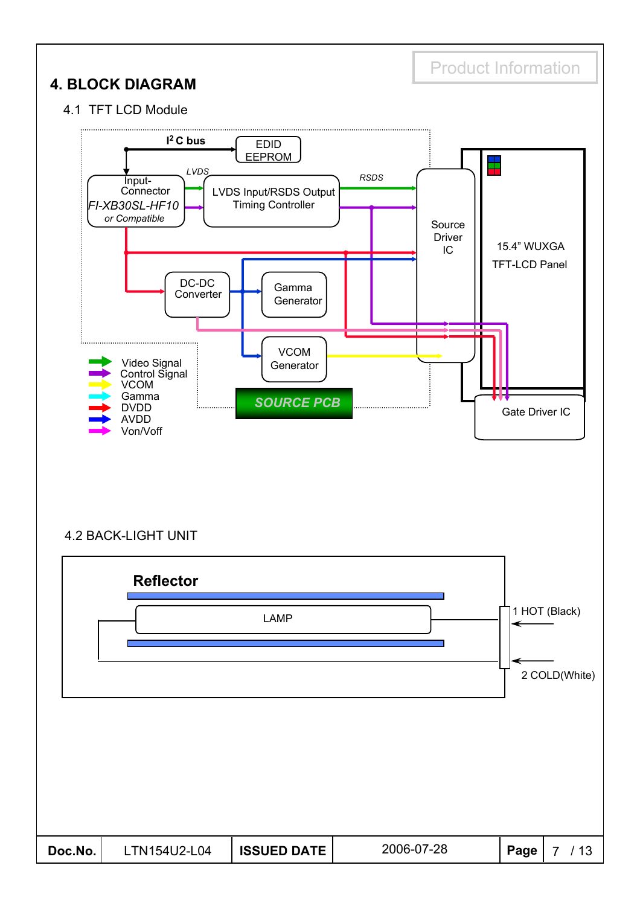# 4. BLOCK DIAGRAM

## 4.1 TFT LCD Module

$I^2C$ bus

EDID EEPROM

Input-Connector
*FI-XB30SL-HF10*
*or Compatible*

*LVDS*

LVDS Input/RSDS Output Timing Controller

*RSDS*

Source Driver IC

15.4" WUXGA TFT-LCD Panel

DC-DC Converter

Gamma Generator

VCOM Generator

*SOURCE PCB*

Gate Driver IC

- Video Signal
- Control Signal
- VCOM
- Gamma
- DVDD
- AVDD
- Von/Voff

## 4.2 BACK-LIGHT UNIT

**Reflector**

LAMP

1 HOT (Black)

2 COLD(White)

| Doc.No. | LTN154U2-L04 | ISSUED DATE | 2006-07-28 | Page | 7 / 13 |
|---|---|---|---|---|---|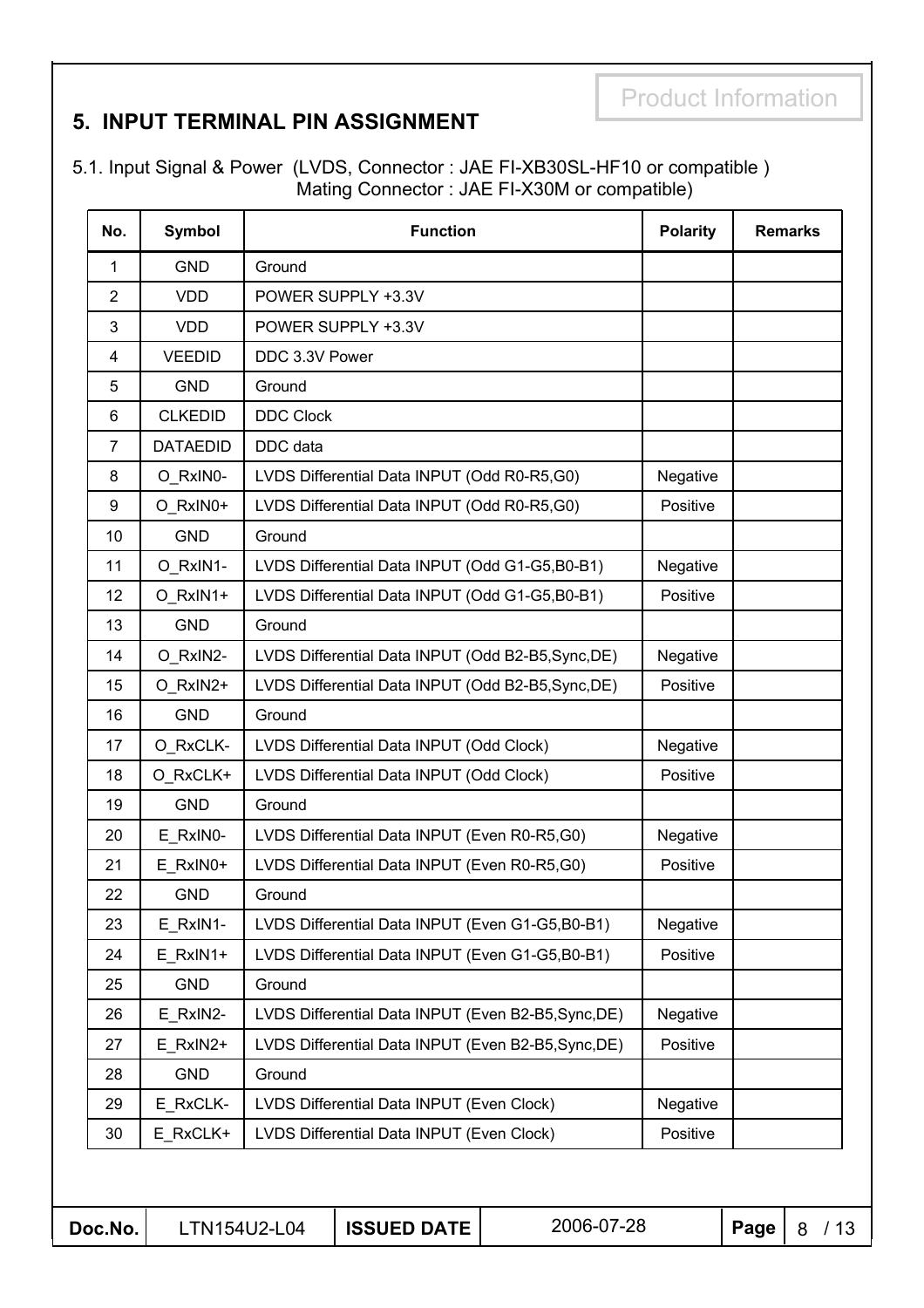## 5. INPUT TERMINAL PIN ASSIGNMENT

5.1. Input Signal & Power (LVDS, Connector : JAE FI-XB30SL-HF10 or compatible )
Mating Connector : JAE FI-X30M or compatible)

| No. | Symbol | Function | Polarity | Remarks |
|---|---|---|---|---|
| 1 | GND | Ground | | |
| 2 | VDD | POWER SUPPLY +3.3V | | |
| 3 | VDD | POWER SUPPLY +3.3V | | |
| 4 | VEEDID | DDC 3.3V Power | | |
| 5 | GND | Ground | | |
| 6 | CLKEDID | DDC Clock | | |
| 7 | DATAEDID | DDC data | | |
| 8 | O_RxIN0- | LVDS Differential Data INPUT (Odd R0-R5,G0) | Negative | |
| 9 | O_RxIN0+ | LVDS Differential Data INPUT (Odd R0-R5,G0) | Positive | |
| 10 | GND | Ground | | |
| 11 | O_RxIN1- | LVDS Differential Data INPUT (Odd G1-G5,B0-B1) | Negative | |
| 12 | O_RxIN1+ | LVDS Differential Data INPUT (Odd G1-G5,B0-B1) | Positive | |
| 13 | GND | Ground | | |
| 14 | O_RxIN2- | LVDS Differential Data INPUT (Odd B2-B5,Sync,DE) | Negative | |
| 15 | O_RxIN2+ | LVDS Differential Data INPUT (Odd B2-B5,Sync,DE) | Positive | |
| 16 | GND | Ground | | |
| 17 | O_RxCLK- | LVDS Differential Data INPUT (Odd Clock) | Negative | |
| 18 | O_RxCLK+ | LVDS Differential Data INPUT (Odd Clock) | Positive | |
| 19 | GND | Ground | | |
| 20 | E_RxIN0- | LVDS Differential Data INPUT (Even R0-R5,G0) | Negative | |
| 21 | E_RxIN0+ | LVDS Differential Data INPUT (Even R0-R5,G0) | Positive | |
| 22 | GND | Ground | | |
| 23 | E_RxIN1- | LVDS Differential Data INPUT (Even G1-G5,B0-B1) | Negative | |
| 24 | E_RxIN1+ | LVDS Differential Data INPUT (Even G1-G5,B0-B1) | Positive | |
| 25 | GND | Ground | | |
| 26 | E_RxIN2- | LVDS Differential Data INPUT (Even B2-B5,Sync,DE) | Negative | |
| 27 | E_RxIN2+ | LVDS Differential Data INPUT (Even B2-B5,Sync,DE) | Positive | |
| 28 | GND | Ground | | |
| 29 | E_RxCLK- | LVDS Differential Data INPUT (Even Clock) | Negative | |
| 30 | E_RxCLK+ | LVDS Differential Data INPUT (Even Clock) | Positive | |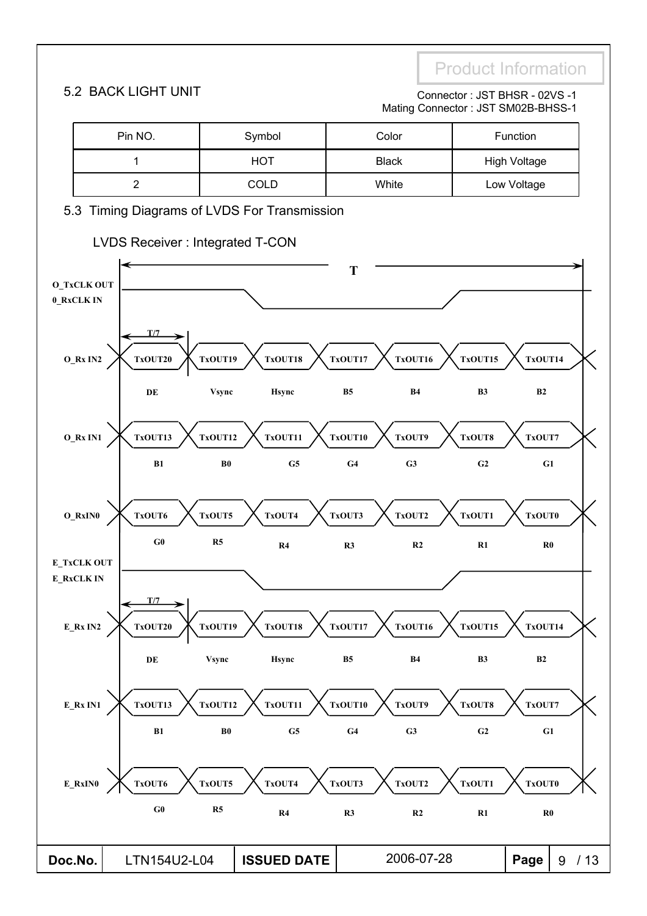Product Information

## 5.2 BACK LIGHT UNIT

Connector : JST BHSR - 02VS -1
Mating Connector : JST SM02B-BHSS-1

| Pin NO. | Symbol | Color | Function |
|---|---|---|---|
| 1 | HOT | Black | High Voltage |
| 2 | COLD | White | Low Voltage |

## 5.3 Timing Diagrams of LVDS For Transmission

LVDS Receiver : Integrated T-CON

T

O_TxCLK OUT
0_RxCLK IN

T/7

| Signal | | | | | | | |
|---|---|---|---|---|---|---|---|
| O_Rx IN2 | TxOUT20 | TxOUT19 | TxOUT18 | TxOUT17 | TxOUT16 | TxOUT15 | TxOUT14 |
| | DE | Vsync | Hsync | B5 | B4 | B3 | B2 |
| O_Rx IN1 | TxOUT13 | TxOUT12 | TxOUT11 | TxOUT10 | TxOUT9 | TxOUT8 | TxOUT7 |
| | B1 | B0 | G5 | G4 | G3 | G2 | G1 |
| O_RxIN0 | TxOUT6 | TxOUT5 | TxOUT4 | TxOUT3 | TxOUT2 | TxOUT1 | TxOUT0 |
| | G0 | R5 | R4 | R3 | R2 | R1 | R0 |

E_TxCLK OUT
E_RxCLK IN

T/7

| Signal | | | | | | | |
|---|---|---|---|---|---|---|---|
| E_Rx IN2 | TxOUT20 | TxOUT19 | TxOUT18 | TxOUT17 | TxOUT16 | TxOUT15 | TxOUT14 |
| | DE | Vsync | Hsync | B5 | B4 | B3 | B2 |
| E_Rx IN1 | TxOUT13 | TxOUT12 | TxOUT11 | TxOUT10 | TxOUT9 | TxOUT8 | TxOUT7 |
| | B1 | B0 | G5 | G4 | G3 | G2 | G1 |
| E_RxIN0 | TxOUT6 | TxOUT5 | TxOUT4 | TxOUT3 | TxOUT2 | TxOUT1 | TxOUT0 |
| | G0 | R5 | R4 | R3 | R2 | R1 | R0 |

| Doc.No. | LTN154U2-L04 | ISSUED DATE | 2006-07-28 |
|---|---|---|---|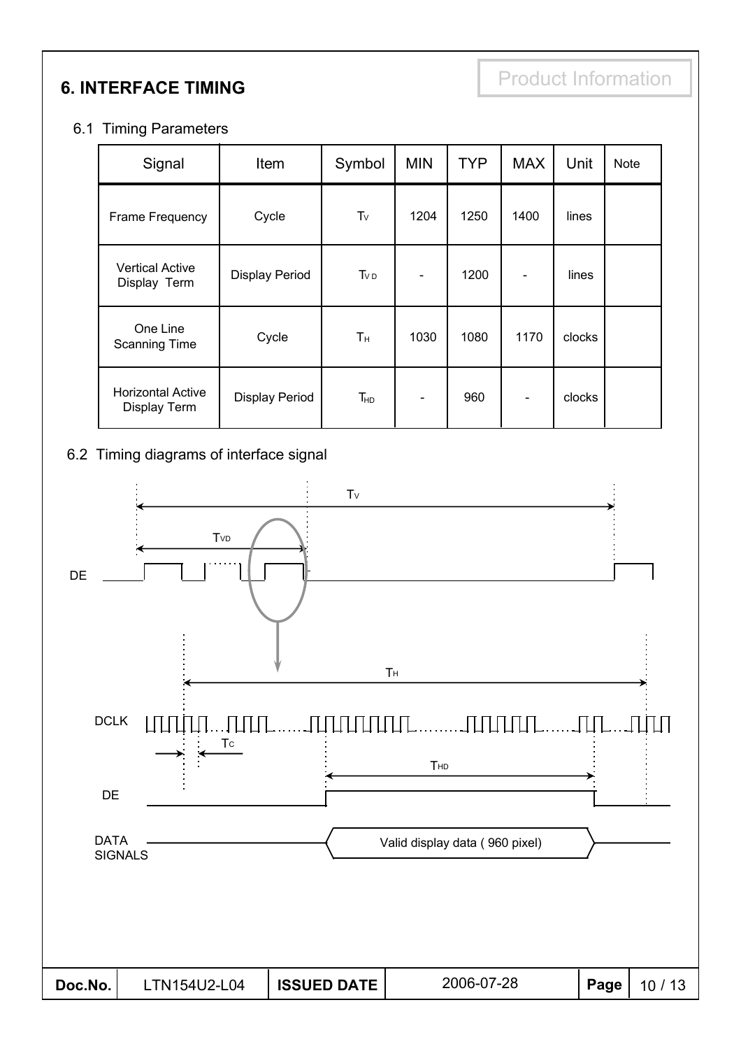# 6. INTERFACE TIMING

Product Information

## 6.1 Timing Parameters

| Signal | Item | Symbol | MIN | TYP | MAX | Unit | Note |
|---|---|---|---|---|---|---|---|
| Frame Frequency | Cycle | $T_V$ | 1204 | 1250 | 1400 | lines | |
| Vertical Active Display Term | Display Period | $T_{VD}$ | - | 1200 | - | lines | |
| One Line Scanning Time | Cycle | $T_H$ | 1030 | 1080 | 1170 | clocks | |
| Horizontal Active Display Term | Display Period | $T_{HD}$ | - | 960 | - | clocks | |

## 6.2 Timing diagrams of interface signal

$T_V$

$T_{VD}$

DE

$T_H$

DCLK

$T_C$

$T_{HD}$

DE

DATA SIGNALS

Valid display data ( 960 pixel)

| Doc.No. | LTN154U2-L04 | ISSUED DATE | 2006-07-28 |
|---|---|---|---|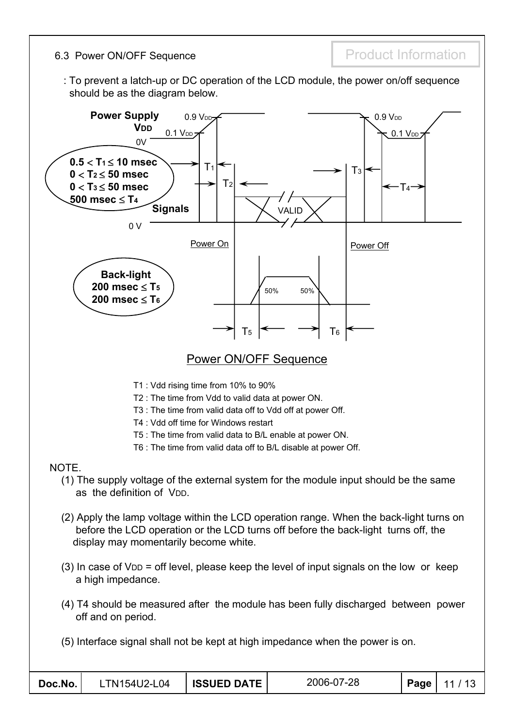## 6.3 Power ON/OFF Sequence

Product Information

: To prevent a latch-up or DC operation of the LCD module, the power on/off sequence should be as the diagram below.

**Power Supply $V_{DD}$**

0.9 $V_{DD}$, 0.1 $V_{DD}$, 0V

- **$0.5 < T_1 \leq 10$ msec**
- **$0 < T_2 \leq 50$ msec**
- **$0 < T_3 \leq 50$ msec**
- **500 msec $\leq T_4$**

**Signals**

VALID

0 V

Power On

Power Off

**Back-light**

- **200 msec $\leq T_5$**
- **200 msec $\leq T_6$**

50% 50%

$T_5$ $T_6$

Power ON/OFF Sequence

- T1 : Vdd rising time from 10% to 90%
- T2 : The time from Vdd to valid data at power ON.
- T3 : The time from valid data off to Vdd off at power Off.
- T4 : Vdd off time for Windows restart
- T5 : The time from valid data to B/L enable at power ON.
- T6 : The time from valid data off to B/L disable at power Off.

NOTE.

(1) The supply voltage of the external system for the module input should be the same as the definition of $V_{DD}$.

(2) Apply the lamp voltage within the LCD operation range. When the back-light turns on before the LCD operation or the LCD turns off before the back-light turns off, the display may momentarily become white.

(3) In case of $V_{DD}$ = off level, please keep the level of input signals on the low or keep a high impedance.

(4) T4 should be measured after the module has been fully discharged between power off and on period.

(5) Interface signal shall not be kept at high impedance when the power is on.

| Doc.No. | LTN154U2-L04 | ISSUED DATE | 2006-07-28 |
|---|---|---|---|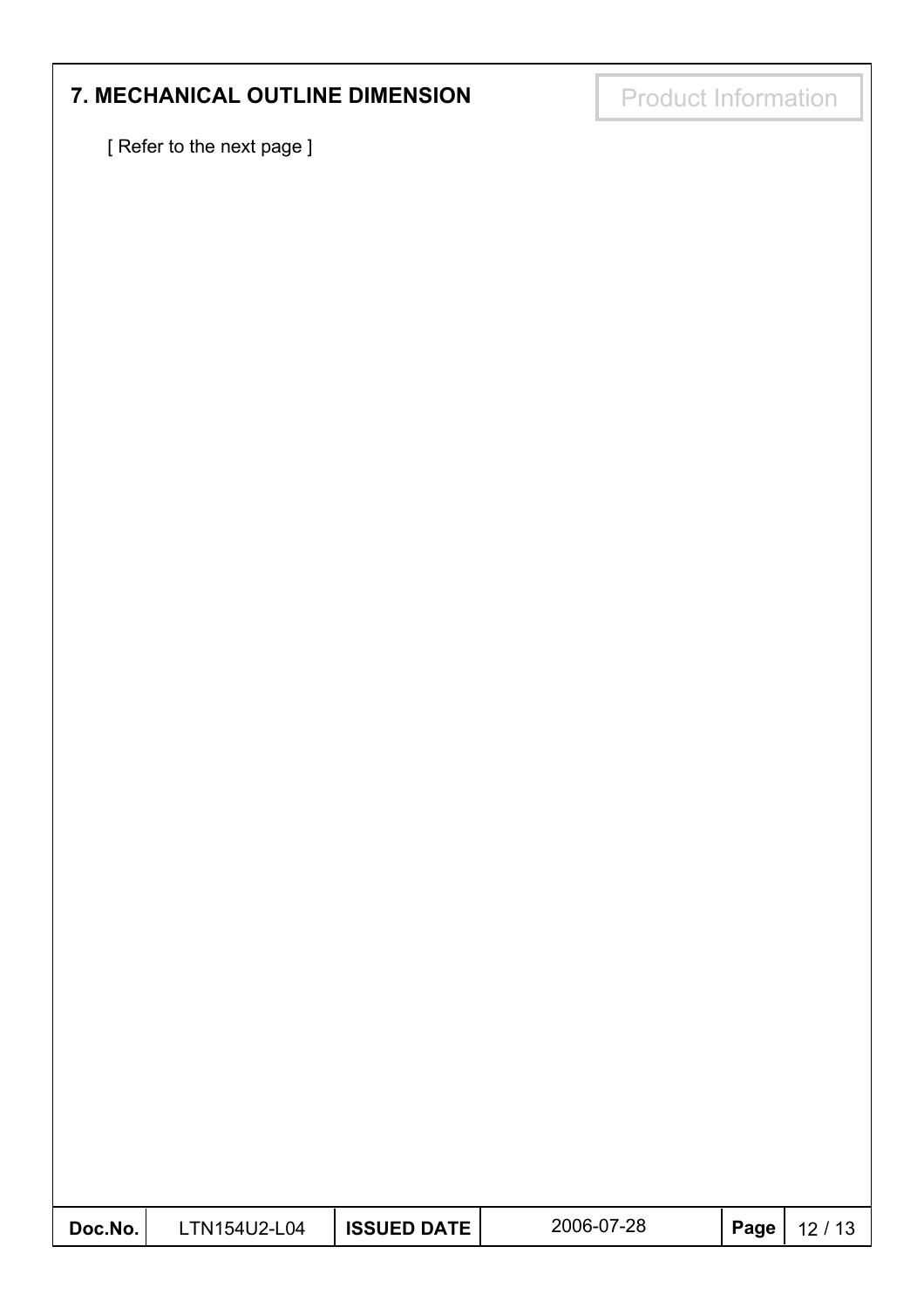## 7. MECHANICAL OUTLINE DIMENSION

Product Information

[ Refer to the next page ]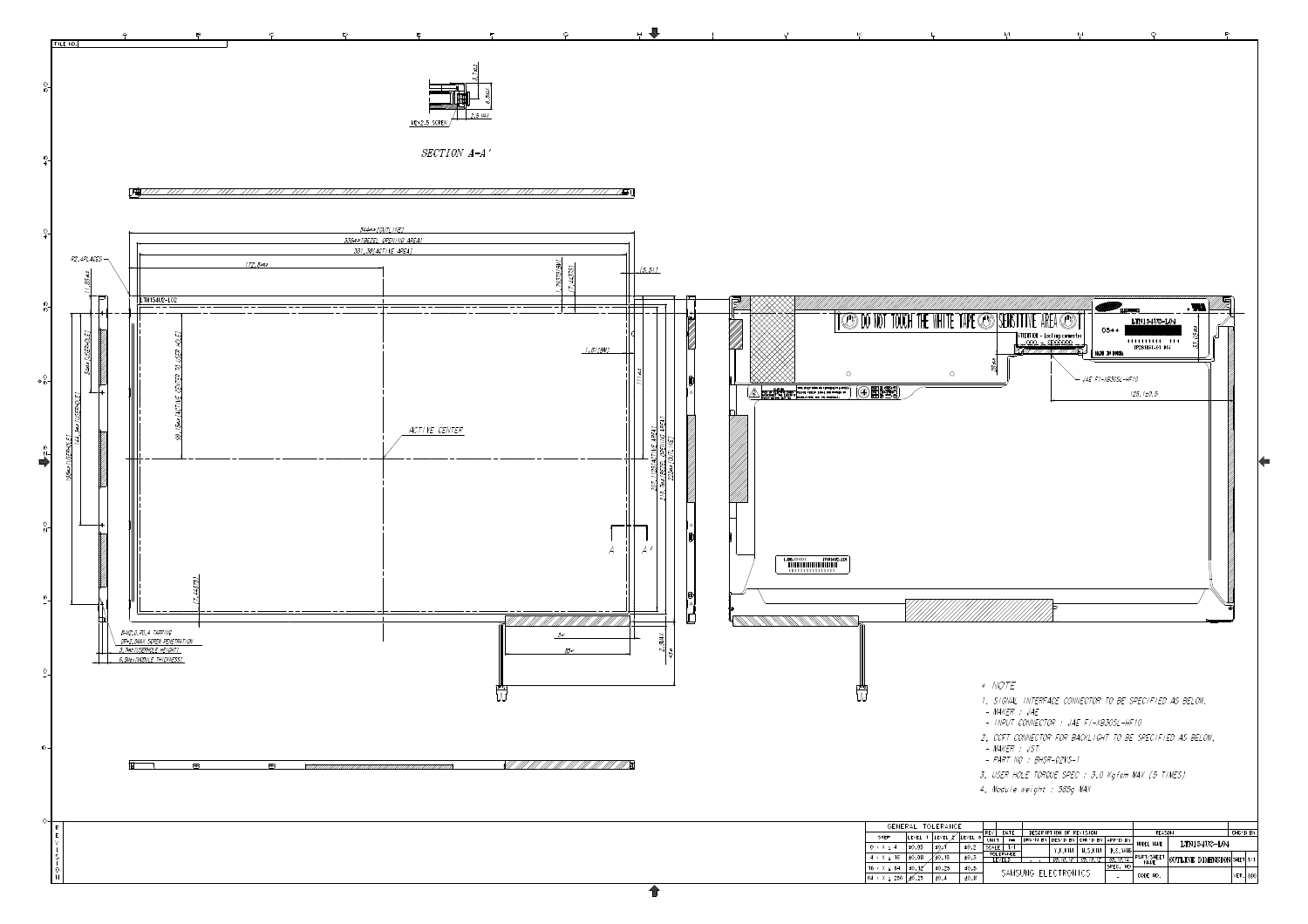SECTION A-A'

M2×2.5 SCREW

1.7±0.2

6.8MAX

2.5 MAX

344mm(OUTLINE)

335mm(BEZEL OPENING AREA)

331.38(ACTIVE AREA)

172.0mm

R2,4PLACES

LTN154U2-L02

ACTIVE CENTER

A

A'

8-M2.0,P0.4 TAPPING

2P+2.5MAX SCREW PENETRATION

3.7mm(USERHOLE HEIGHT)

6.8Max(MODULE THICKNESS)

DO NOT TOUCH THE WHITE TAPE SENSITIVE AREA

JAE FI-XB30SL-HF10

125.1±0.5

LTN154U2-L04

\* NOTE

1. SIGNAL INTERFACE CONNECTOR TO BE SPECIFIED AS BELOW.
   - MAKER : JAE
   - INPUT CONNECTOR : JAE FI-XB30SL-HF10
2. CCFT CONNECTOR FOR BACKLIGHT TO BE SPECIFIED AS BELOW.
   - MAKER : JST
   - PART NO : BHSR-02VS-1
3. USER HOLE TORQUE SPEC : 3.0 Kgfcm MAX (5 TIMES)
4. Module weight : 585g MAX

| GENERAL TOLERANCE | | | |
|---|---|---|---|
| STEP | LEVEL 1 | LEVEL 2 | LEVEL 3 |
| 0 < X ≤ 4 | ±0.05 | ±0.1 | ±0.2 |
| 4 < X ≤ 16 | ±0.08 | ±0.15 | ±0.3 |
| 16 < X ≤ 64 | ±0.12 | ±0.25 | ±0.5 |
| 64 < X ≤ 256 | ±0.2 | ±0.4 | ±0.8 |

| | |
|---|---|
| MODEL NAME | LTN154U2-L04 |
| PARTS/SHEET NAME | OUTLINE DIMENSION |
| SCALE | 1:1 |
| SHEET | 1/1 |

SAMSUNG ELECTRONICS